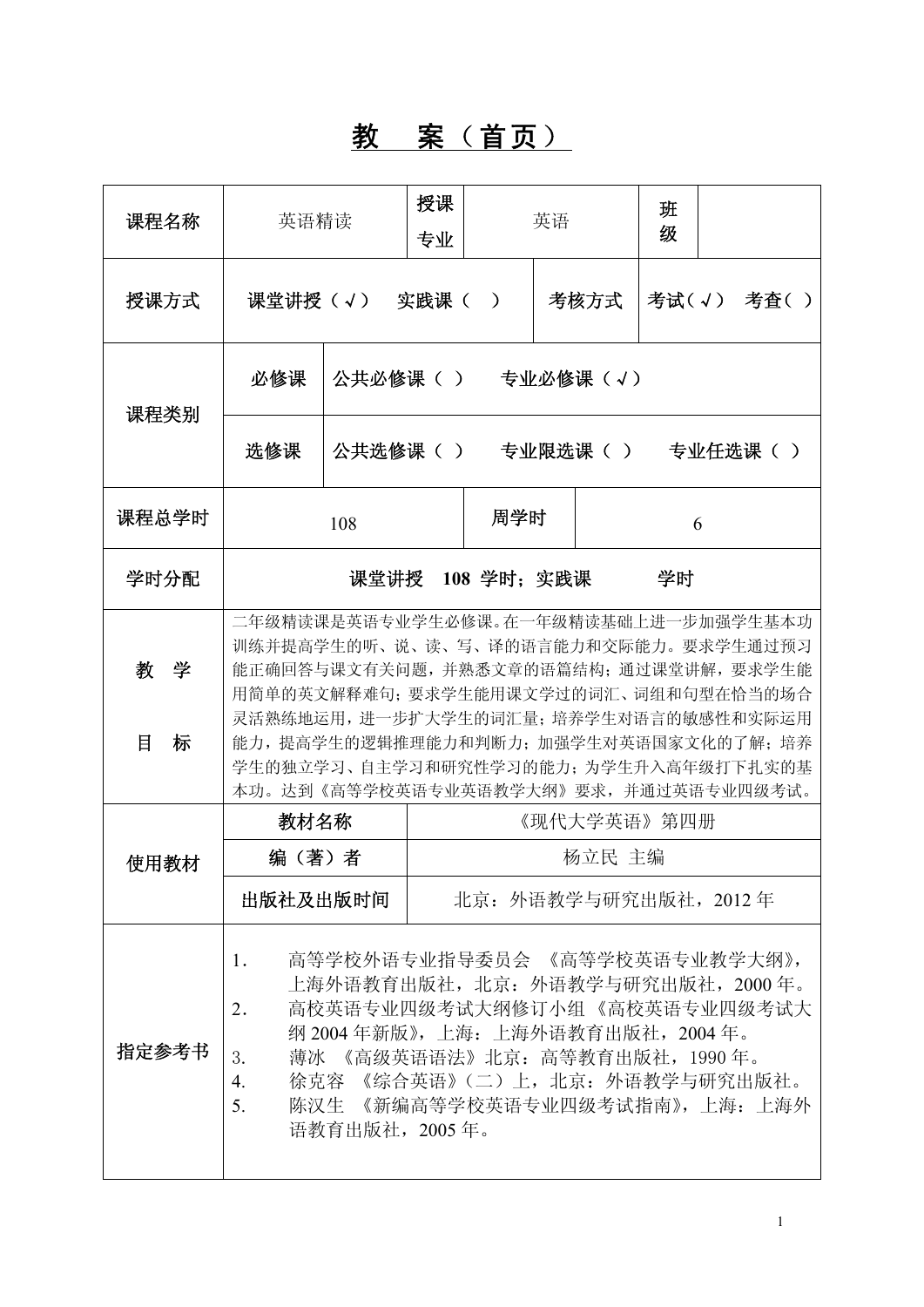# 教　案（首页）

| 课程名称 | 英语精读 | | 授课专业 | 英语 | 班级 | |
|---|---|---|---|---|---|---|
| 授课方式 | 课堂讲授（√）　实践课（　） | | | 考核方式 | 考试（√）　考查（　） | |
| 课程类别 | 必修课 | 公共必修课（　）　专业必修课（√） | | | | |
| | 选修课 | 公共选修课（　）　专业限选课（　）　专业任选课（　） | | | | |
| 课程总学时 | 108 | | 周学时 | 6 | | |
| 学时分配 | 课堂讲授　108 学时；实践课　　　学时 | | | | | |
| 教学目标 | 二年级精读课是英语专业学生必修课。在一年级精读基础上进一步加强学生基本功训练并提高学生的听、说、读、写、译的语言能力和交际能力。要求学生通过预习能正确回答与课文有关问题，并熟悉文章的语篇结构；通过课堂讲解，要求学生能用简单的英文解释难句；要求学生能用课文学过的词汇、词组和句型在恰当的场合灵活熟练地运用，进一步扩大学生的词汇量；培养学生对语言的敏感性和实际运用能力，提高学生的逻辑推理能力和判断力；加强学生对英语国家文化的了解；培养学生的独立学习、自主学习和研究性学习的能力；为学生升入高年级打下扎实的基本功。达到《高等学校英语专业英语教学大纲》要求，并通过英语专业四级考试。 | | | | | |
| 使用教材 | 教材名称 | 《现代大学英语》第四册 | | | | |
| | 编（著）者 | 杨立民 主编 | | | | |
| | 出版社及出版时间 | 北京：外语教学与研究出版社，2012 年 | | | | |
| 指定参考书 | 1. 高等学校外语专业指导委员会 《高等学校英语专业教学大纲》，上海外语教育出版社，北京：外语教学与研究出版社，2000 年。<br>2. 高校英语专业四级考试大纲修订小组《高校英语专业四级考试大纲 2004 年新版》，上海：上海外语教育出版社，2004 年。<br>3. 薄冰 《高级英语语法》北京：高等教育出版社，1990 年。<br>4. 徐克容 《综合英语》（二）上，北京：外语教学与研究出版社。<br>5. 陈汉生 《新编高等学校英语专业四级考试指南》，上海：上海外语教育出版社，2005 年。 | | | | | |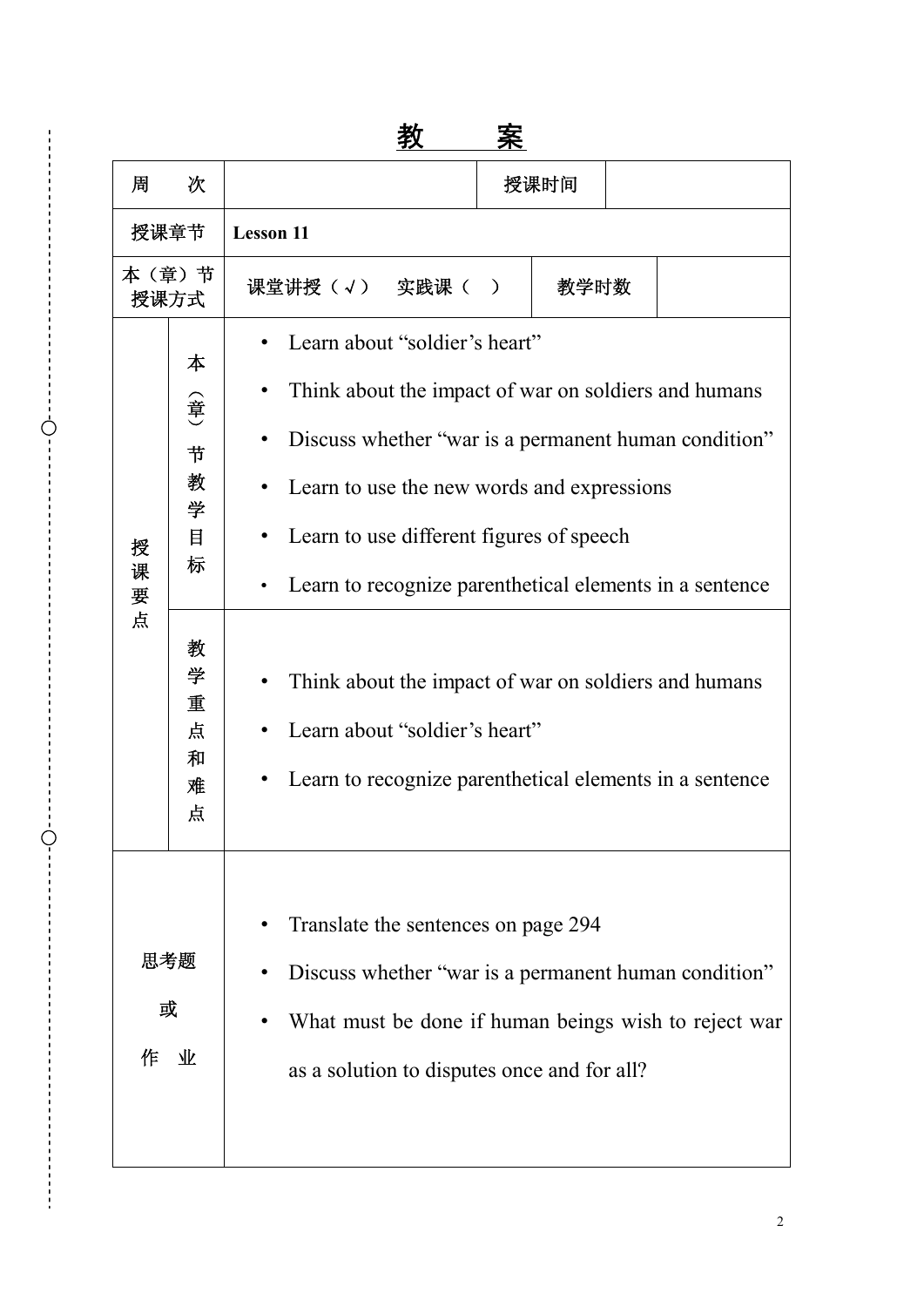# 教　　案

| 周　　次 | | 授课时间 | |
|---|---|---|---|
| 授课章节 | **Lesson 11** | | |
| 本（章）节授课方式 | 课堂讲授（√）　实践课（　） | 教学时数 | |

| 授课要点 | | |
|---|---|---|
| 授课要点 | 本（章）节教学目标 | • Learn about "soldier's heart"<br>• Think about the impact of war on soldiers and humans<br>• Discuss whether "war is a permanent human condition"<br>• Learn to use the new words and expressions<br>• Learn to use different figures of speech<br>• Learn to recognize parenthetical elements in a sentence |
| | 教学重点和难点 | • Think about the impact of war on soldiers and humans<br>• Learn about "soldier's heart"<br>• Learn to recognize parenthetical elements in a sentence |

| 思考题或作业 | |
|---|---|
| 思考题或作业 | • Translate the sentences on page 294<br>• Discuss whether "war is a permanent human condition"<br>• What must be done if human beings wish to reject war as a solution to disputes once and for all? |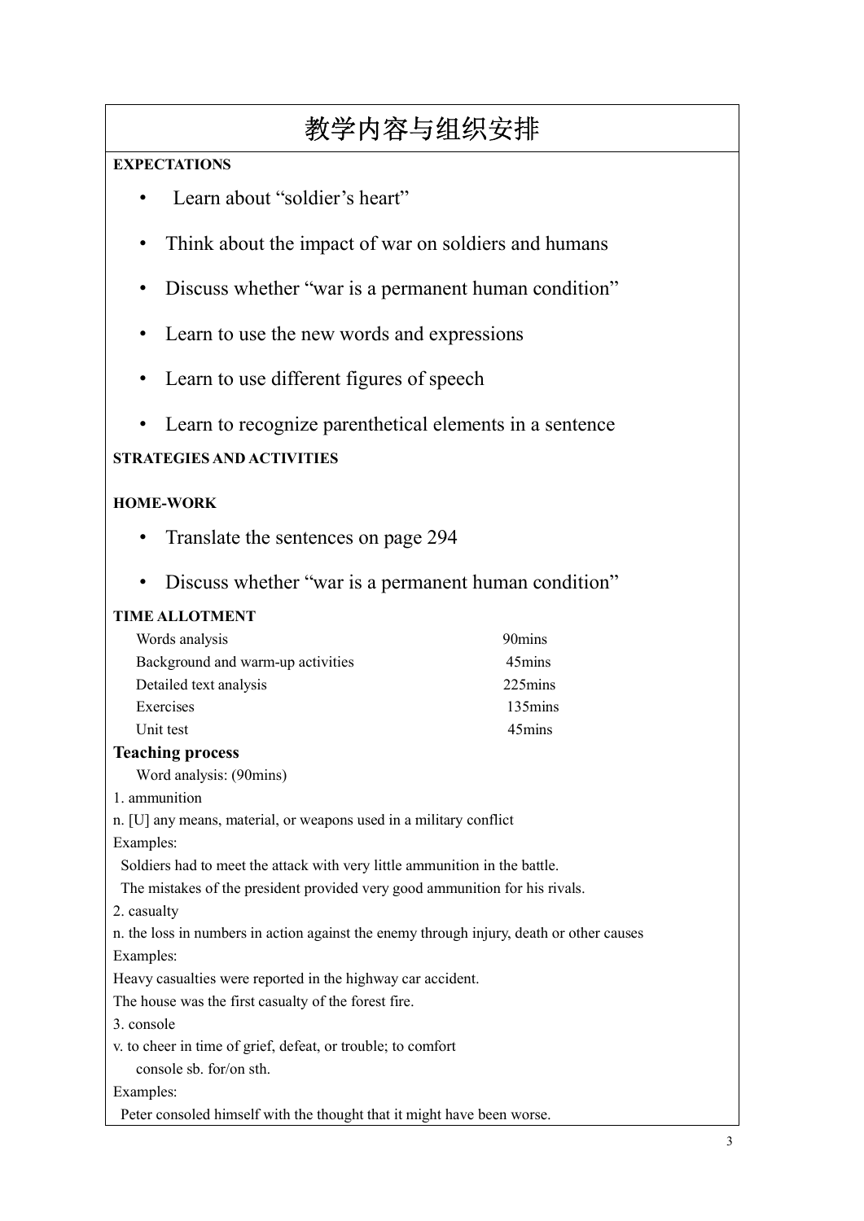# 教学内容与组织安排

**EXPECTATIONS**

- Learn about "soldier's heart"
- Think about the impact of war on soldiers and humans
- Discuss whether "war is a permanent human condition"
- Learn to use the new words and expressions
- Learn to use different figures of speech
- Learn to recognize parenthetical elements in a sentence

**STRATEGIES AND ACTIVITIES**

**HOME-WORK**

- Translate the sentences on page 294
- Discuss whether "war is a permanent human condition"

**TIME ALLOTMENT**

| | |
|---|---|
| Words analysis | 90mins |
| Background and warm-up activities | 45mins |
| Detailed text analysis | 225mins |
| Exercises | 135mins |
| Unit test | 45mins |

**Teaching process**

Word analysis: (90mins)

1. ammunition

n. [U] any means, material, or weapons used in a military conflict

Examples:

Soldiers had to meet the attack with very little ammunition in the battle.

The mistakes of the president provided very good ammunition for his rivals.

2. casualty

n. the loss in numbers in action against the enemy through injury, death or other causes

Examples:

Heavy casualties were reported in the highway car accident.

The house was the first casualty of the forest fire.

3. console

v. to cheer in time of grief, defeat, or trouble; to comfort

console sb. for/on sth.

Examples:

Peter consoled himself with the thought that it might have been worse.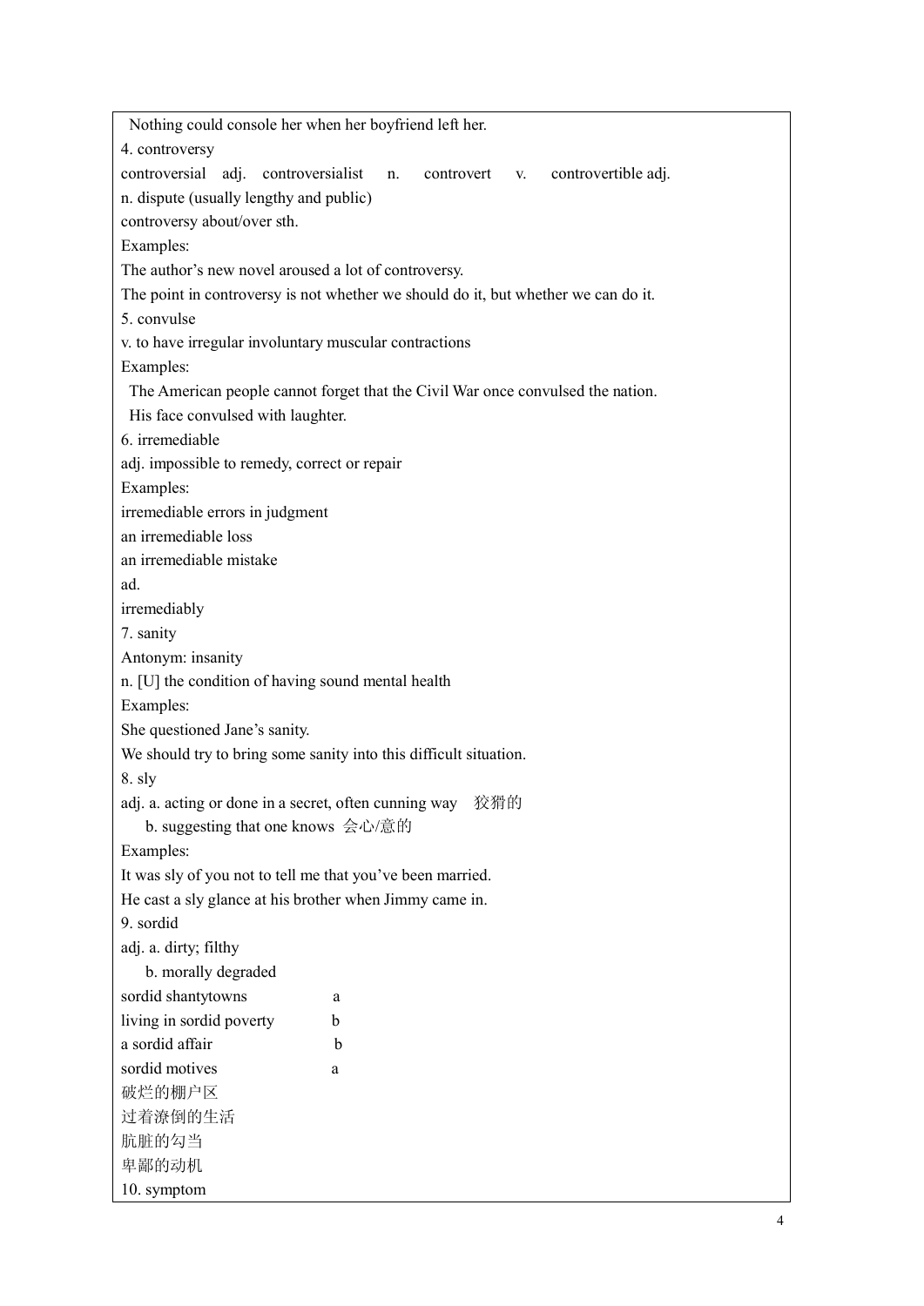Nothing could console her when her boyfriend left her.

4. controversy

controversial adj. controversialist n. controvert v. controvertible adj.

n. dispute (usually lengthy and public)

controversy about/over sth.

Examples:

The author's new novel aroused a lot of controversy.

The point in controversy is not whether we should do it, but whether we can do it.

5. convulse

v. to have irregular involuntary muscular contractions

Examples:

The American people cannot forget that the Civil War once convulsed the nation.

His face convulsed with laughter.

6. irremediable

adj. impossible to remedy, correct or repair

Examples:

irremediable errors in judgment

an irremediable loss

an irremediable mistake

ad.

irremediably

7. sanity

Antonym: insanity

n. [U] the condition of having sound mental health

Examples:

She questioned Jane's sanity.

We should try to bring some sanity into this difficult situation.

8. sly

adj. a. acting or done in a secret, often cunning way 狡猾的

b. suggesting that one knows 会心/意的

Examples:

It was sly of you not to tell me that you've been married.

He cast a sly glance at his brother when Jimmy came in.

9. sordid

adj. a. dirty; filthy

b. morally degraded

| | |
|---|---|
| sordid shantytowns | a |
| living in sordid poverty | b |
| a sordid affair | b |
| sordid motives | a |

破烂的棚户区

过着潦倒的生活

肮脏的勾当

卑鄙的动机

10. symptom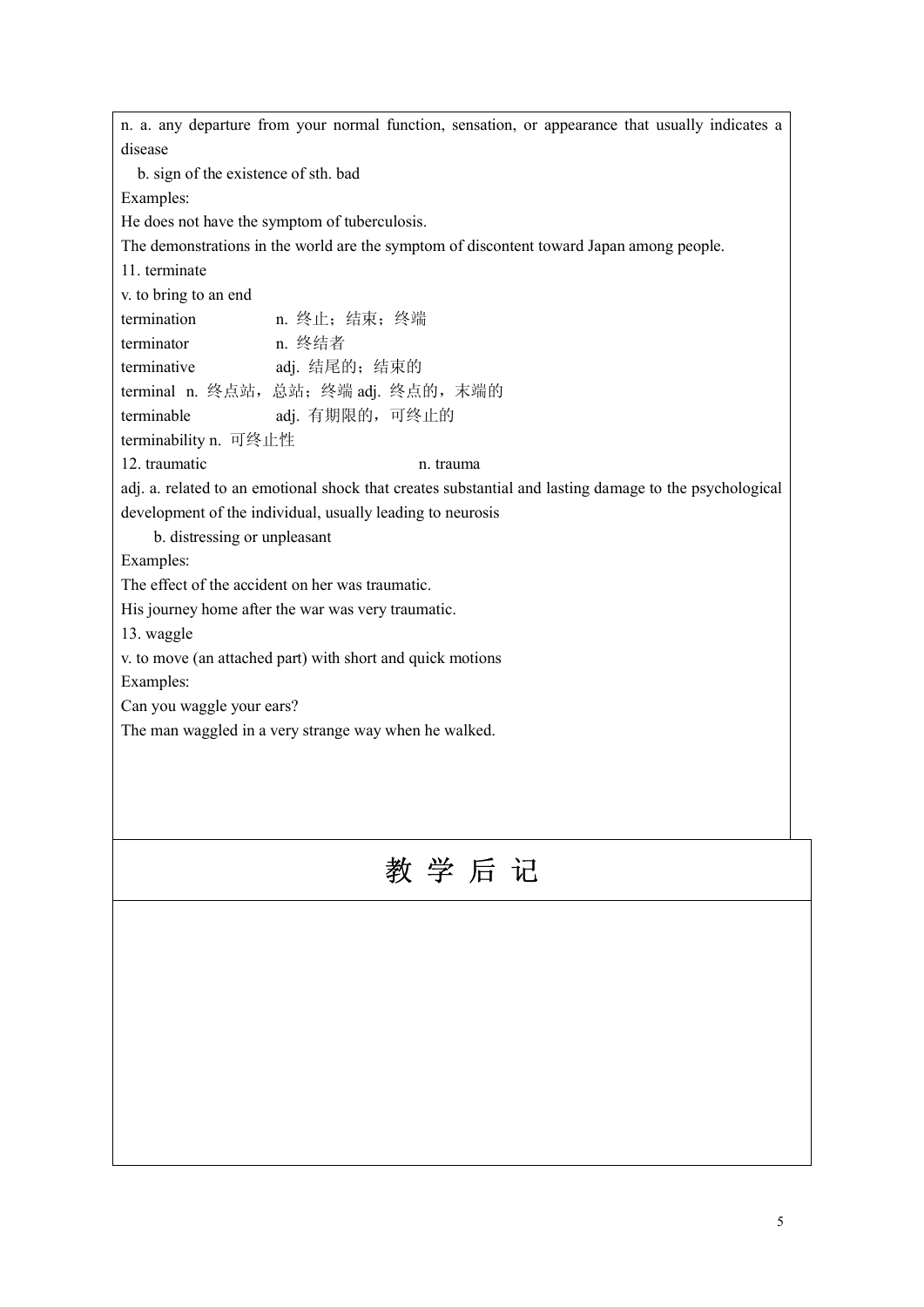n. a. any departure from your normal function, sensation, or appearance that usually indicates a disease

b. sign of the existence of sth. bad

Examples:

He does not have the symptom of tuberculosis.

The demonstrations in the world are the symptom of discontent toward Japan among people.

11. terminate

v. to bring to an end

termination n. 终止；结束；终端

terminator n. 终结者

terminative adj. 结尾的；结束的

terminal n. 终点站，总站；终端 adj. 终点的，末端的

terminable adj. 有期限的，可终止的

terminability n. 可终止性

12. traumatic n. trauma

adj. a. related to an emotional shock that creates substantial and lasting damage to the psychological development of the individual, usually leading to neurosis

b. distressing or unpleasant

Examples:

The effect of the accident on her was traumatic.

His journey home after the war was very traumatic.

13. waggle

v. to move (an attached part) with short and quick motions

Examples:

Can you waggle your ears?

The man waggled in a very strange way when he walked.

# 教 学 后 记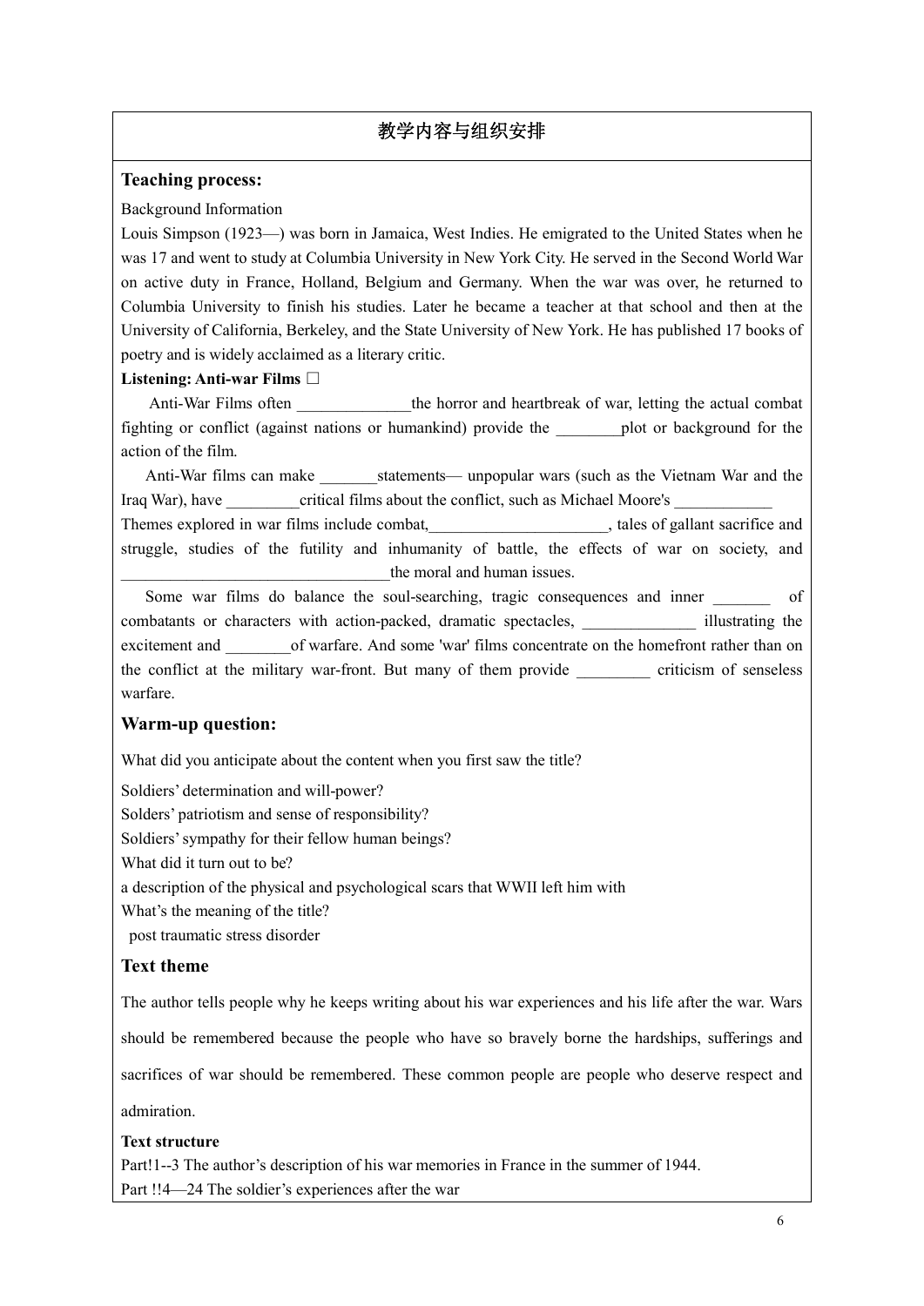# 教学内容与组织安排

## Teaching process:

Background Information

Louis Simpson (1923—) was born in Jamaica, West Indies. He emigrated to the United States when he was 17 and went to study at Columbia University in New York City. He served in the Second World War on active duty in France, Holland, Belgium and Germany. When the war was over, he returned to Columbia University to finish his studies. Later he became a teacher at that school and then at the University of California, Berkeley, and the State University of New York. He has published 17 books of poetry and is widely acclaimed as a literary critic.

**Listening: Anti-war Films □**

Anti-War Films often ______________the horror and heartbreak of war, letting the actual combat fighting or conflict (against nations or humankind) provide the ________plot or background for the action of the film.

Anti-War films can make _______statements— unpopular wars (such as the Vietnam War and the Iraq War), have _________critical films about the conflict, such as Michael Moore's ____________

Themes explored in war films include combat,______________________, tales of gallant sacrifice and struggle, studies of the futility and inhumanity of battle, the effects of war on society, and _________________________________the moral and human issues.

Some war films do balance the soul-searching, tragic consequences and inner _______ of combatants or characters with action-packed, dramatic spectacles, ______________ illustrating the excitement and ________of warfare. And some 'war' films concentrate on the homefront rather than on the conflict at the military war-front. But many of them provide _________ criticism of senseless warfare.

## Warm-up question:

What did you anticipate about the content when you first saw the title?

Soldiers' determination and will-power?

Solders' patriotism and sense of responsibility?

Soldiers' sympathy for their fellow human beings?

What did it turn out to be?

a description of the physical and psychological scars that WWII left him with

What's the meaning of the title?

post traumatic stress disorder

## Text theme

The author tells people why he keeps writing about his war experiences and his life after the war. Wars should be remembered because the people who have so bravely borne the hardships, sufferings and sacrifices of war should be remembered. These common people are people who deserve respect and admiration.

**Text structure**

Part!1--3 The author's description of his war memories in France in the summer of 1944.

Part !!4—24 The soldier's experiences after the war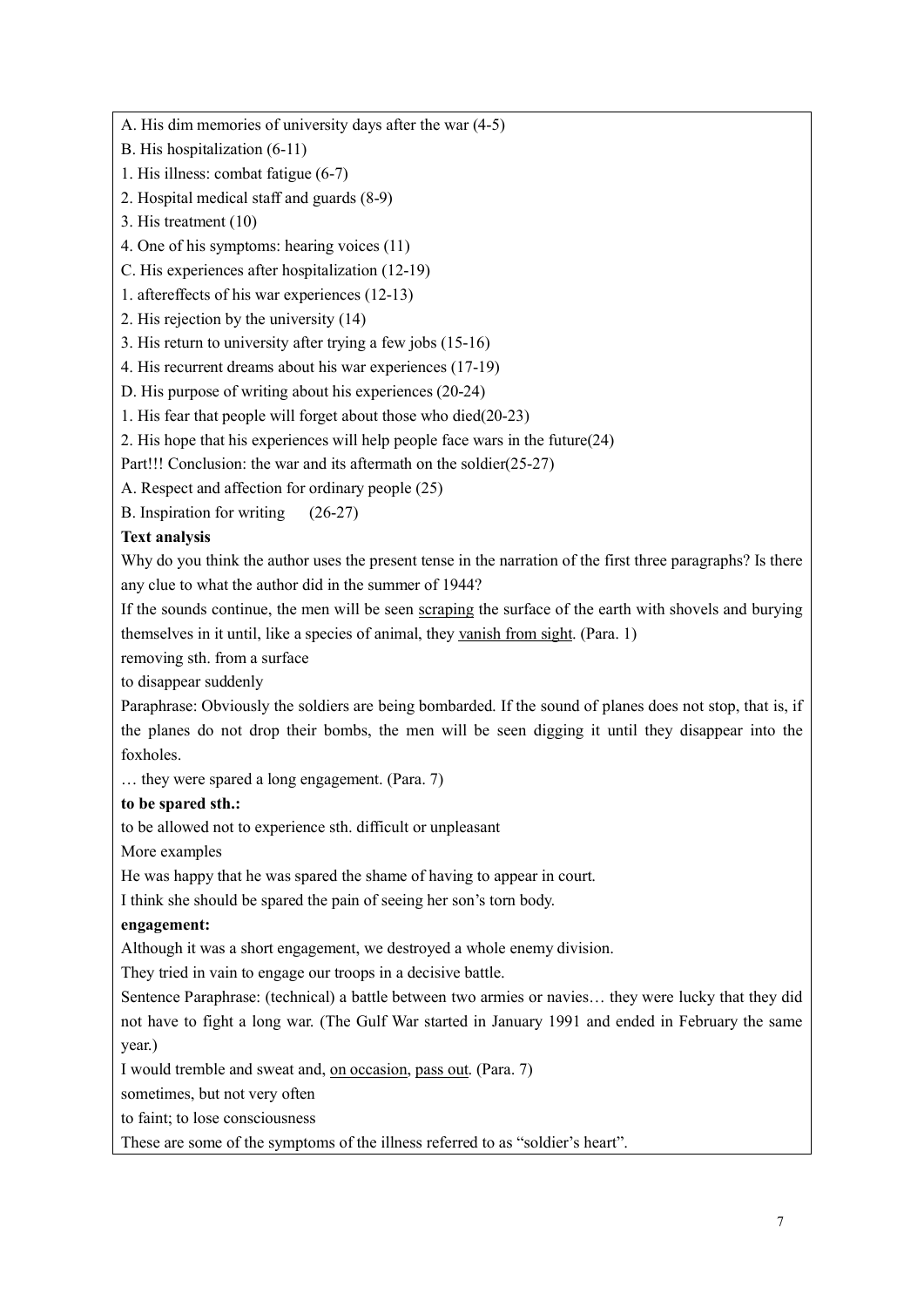A. His dim memories of university days after the war (4-5)

B. His hospitalization (6-11)

1. His illness: combat fatigue (6-7)
2. Hospital medical staff and guards (8-9)
3. His treatment (10)
4. One of his symptoms: hearing voices (11)

C. His experiences after hospitalization (12-19)

1. aftereffects of his war experiences (12-13)
2. His rejection by the university (14)
3. His return to university after trying a few jobs (15-16)
4. His recurrent dreams about his war experiences (17-19)

D. His purpose of writing about his experiences (20-24)

1. His fear that people will forget about those who died(20-23)
2. His hope that his experiences will help people face wars in the future(24)

Part!!! Conclusion: the war and its aftermath on the soldier(25-27)

A. Respect and affection for ordinary people (25)

B. Inspiration for writing (26-27)

**Text analysis**

Why do you think the author uses the present tense in the narration of the first three paragraphs? Is there any clue to what the author did in the summer of 1944?

If the sounds continue, the men will be seen <u>scraping</u> the surface of the earth with shovels and burying themselves in it until, like a species of animal, they <u>vanish from sight</u>. (Para. 1)

removing sth. from a surface

to disappear suddenly

Paraphrase: Obviously the soldiers are being bombarded. If the sound of planes does not stop, that is, if the planes do not drop their bombs, the men will be seen digging it until they disappear into the foxholes.

… they were spared a long engagement. (Para. 7)

**to be spared sth.:**

to be allowed not to experience sth. difficult or unpleasant

More examples

He was happy that he was spared the shame of having to appear in court.

I think she should be spared the pain of seeing her son's torn body.

**engagement:**

Although it was a short engagement, we destroyed a whole enemy division.

They tried in vain to engage our troops in a decisive battle.

Sentence Paraphrase: (technical) a battle between two armies or navies… they were lucky that they did not have to fight a long war. (The Gulf War started in January 1991 and ended in February the same year.)

I would tremble and sweat and, <u>on occasion</u>, <u>pass out</u>. (Para. 7)

sometimes, but not very often

to faint; to lose consciousness

These are some of the symptoms of the illness referred to as "soldier's heart".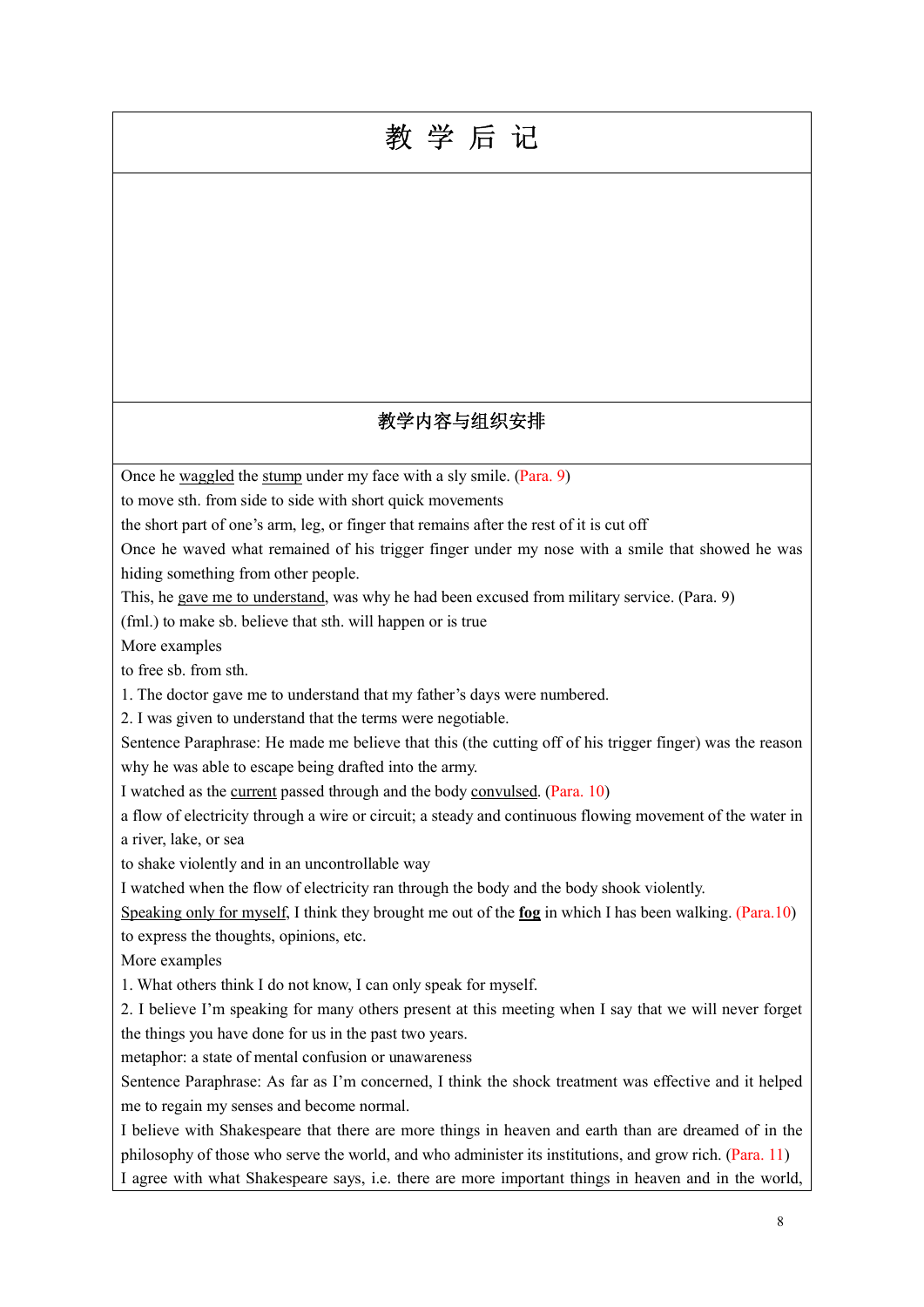# 教 学 后 记

## 教学内容与组织安排

Once he waggled the stump under my face with a sly smile. (Para. 9)

to move sth. from side to side with short quick movements

the short part of one's arm, leg, or finger that remains after the rest of it is cut off

Once he waved what remained of his trigger finger under my nose with a smile that showed he was hiding something from other people.

This, he gave me to understand, was why he had been excused from military service. (Para. 9)

(fml.) to make sb. believe that sth. will happen or is true

More examples

to free sb. from sth.

1. The doctor gave me to understand that my father's days were numbered.
2. I was given to understand that the terms were negotiable.

Sentence Paraphrase: He made me believe that this (the cutting off of his trigger finger) was the reason why he was able to escape being drafted into the army.

I watched as the current passed through and the body convulsed. (Para. 10)

a flow of electricity through a wire or circuit; a steady and continuous flowing movement of the water in a river, lake, or sea

to shake violently and in an uncontrollable way

I watched when the flow of electricity ran through the body and the body shook violently.

Speaking only for myself, I think they brought me out of the **fog** in which I has been walking. (Para.10)

to express the thoughts, opinions, etc.

More examples

1. What others think I do not know, I can only speak for myself.
2. I believe I'm speaking for many others present at this meeting when I say that we will never forget the things you have done for us in the past two years.

metaphor: a state of mental confusion or unawareness

Sentence Paraphrase: As far as I'm concerned, I think the shock treatment was effective and it helped me to regain my senses and become normal.

I believe with Shakespeare that there are more things in heaven and earth than are dreamed of in the philosophy of those who serve the world, and who administer its institutions, and grow rich. (Para. 11)

I agree with what Shakespeare says, i.e. there are more important things in heaven and in the world,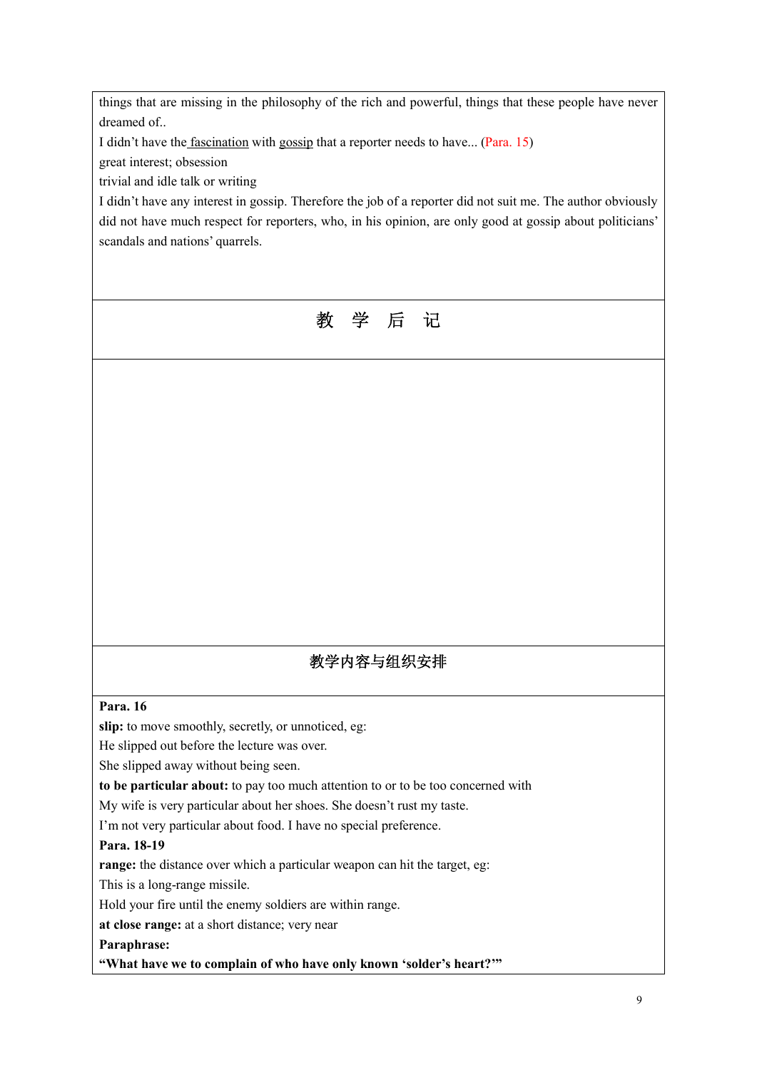things that are missing in the philosophy of the rich and powerful, things that these people have never dreamed of..

I didn't have the <u>fascination</u> with <u>gossip</u> that a reporter needs to have... (Para. 15)

great interest; obsession

trivial and idle talk or writing

I didn't have any interest in gossip. Therefore the job of a reporter did not suit me. The author obviously did not have much respect for reporters, who, in his opinion, are only good at gossip about politicians' scandals and nations' quarrels.

## 教 学 后 记

## 教学内容与组织安排

**Para. 16**

**slip:** to move smoothly, secretly, or unnoticed, eg:

He slipped out before the lecture was over.

She slipped away without being seen.

**to be particular about:** to pay too much attention to or to be too concerned with

My wife is very particular about her shoes. She doesn't rust my taste.

I'm not very particular about food. I have no special preference.

**Para. 18-19**

**range:** the distance over which a particular weapon can hit the target, eg:

This is a long-range missile.

Hold your fire until the enemy soldiers are within range.

**at close range:** at a short distance; very near

**Paraphrase:**

**"What have we to complain of who have only known 'solder's heart?'"**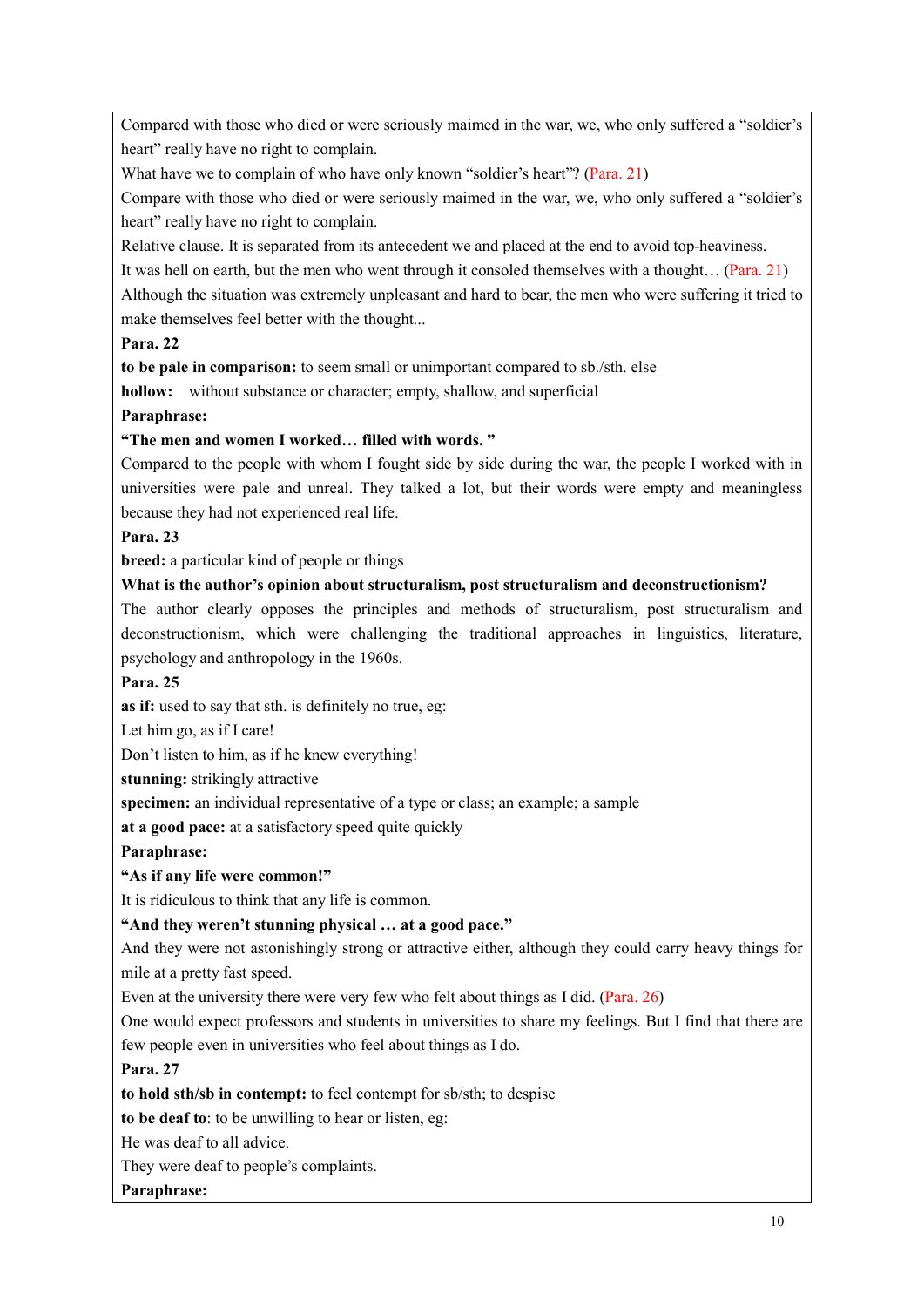Compared with those who died or were seriously maimed in the war, we, who only suffered a "soldier's heart" really have no right to complain.

What have we to complain of who have only known "soldier's heart"? (Para. 21)

Compare with those who died or were seriously maimed in the war, we, who only suffered a "soldier's heart" really have no right to complain.

Relative clause. It is separated from its antecedent we and placed at the end to avoid top-heaviness.

It was hell on earth, but the men who went through it consoled themselves with a thought… (Para. 21)

Although the situation was extremely unpleasant and hard to bear, the men who were suffering it tried to make themselves feel better with the thought...

**Para. 22**

**to be pale in comparison:** to seem small or unimportant compared to sb./sth. else

**hollow:** without substance or character; empty, shallow, and superficial

**Paraphrase:**

**"The men and women I worked… filled with words. "**

Compared to the people with whom I fought side by side during the war, the people I worked with in universities were pale and unreal. They talked a lot, but their words were empty and meaningless because they had not experienced real life.

**Para. 23**

**breed:** a particular kind of people or things

**What is the author's opinion about structuralism, post structuralism and deconstructionism?**

The author clearly opposes the principles and methods of structuralism, post structuralism and deconstructionism, which were challenging the traditional approaches in linguistics, literature, psychology and anthropology in the 1960s.

**Para. 25**

**as if:** used to say that sth. is definitely no true, eg:

Let him go, as if I care!

Don't listen to him, as if he knew everything!

**stunning:** strikingly attractive

**specimen:** an individual representative of a type or class; an example; a sample

**at a good pace:** at a satisfactory speed quite quickly

**Paraphrase:**

**"As if any life were common!"**

It is ridiculous to think that any life is common.

**"And they weren't stunning physical … at a good pace."**

And they were not astonishingly strong or attractive either, although they could carry heavy things for mile at a pretty fast speed.

Even at the university there were very few who felt about things as I did. (Para. 26)

One would expect professors and students in universities to share my feelings. But I find that there are few people even in universities who feel about things as I do.

**Para. 27**

**to hold sth/sb in contempt:** to feel contempt for sb/sth; to despise

**to be deaf to**: to be unwilling to hear or listen, eg:

He was deaf to all advice.

They were deaf to people's complaints.

**Paraphrase:**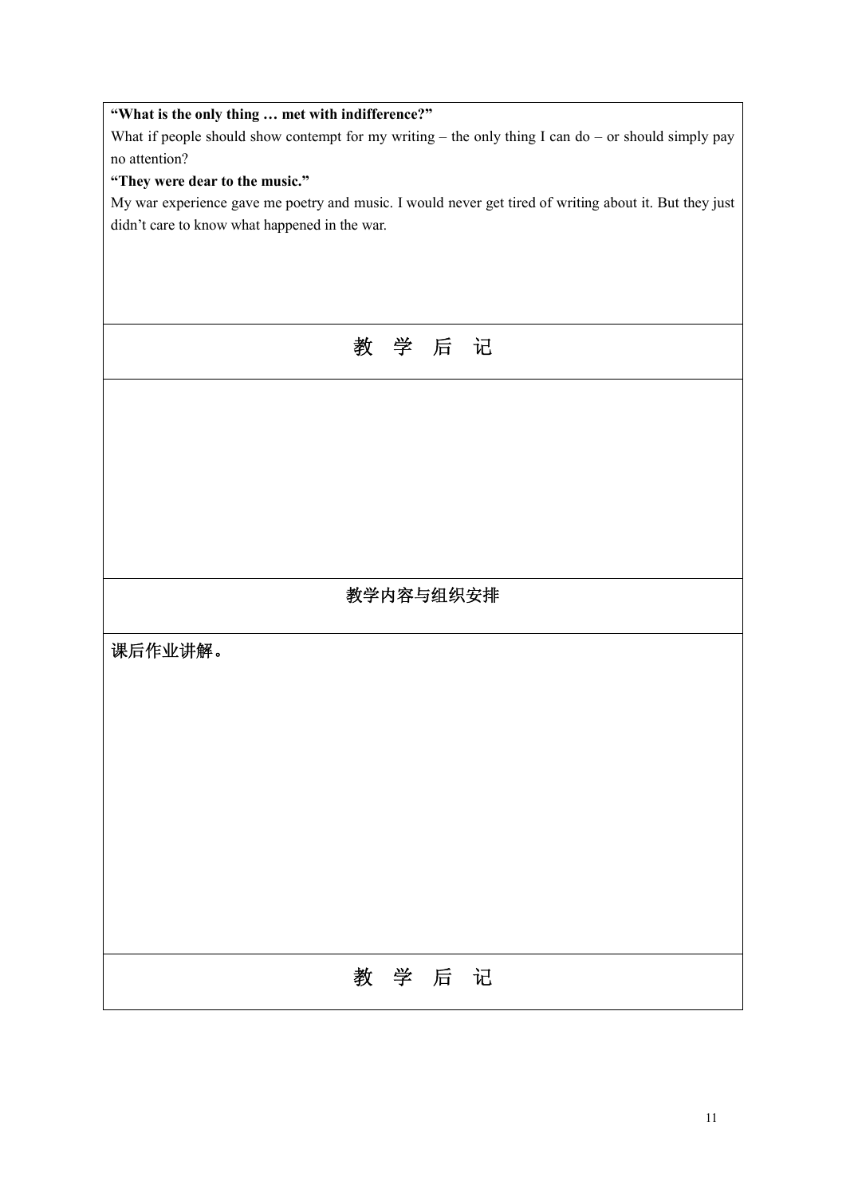**“What is the only thing … met with indifference?”**

What if people should show contempt for my writing – the only thing I can do – or should simply pay no attention?

**“They were dear to the music.”**

My war experience gave me poetry and music. I would never get tired of writing about it. But they just didn’t care to know what happened in the war.

| 教 学 后 记 |
|---|
| |

| 教学内容与组织安排 |
|---|
| 课后作业讲解。 |

| 教 学 后 记 |
|---|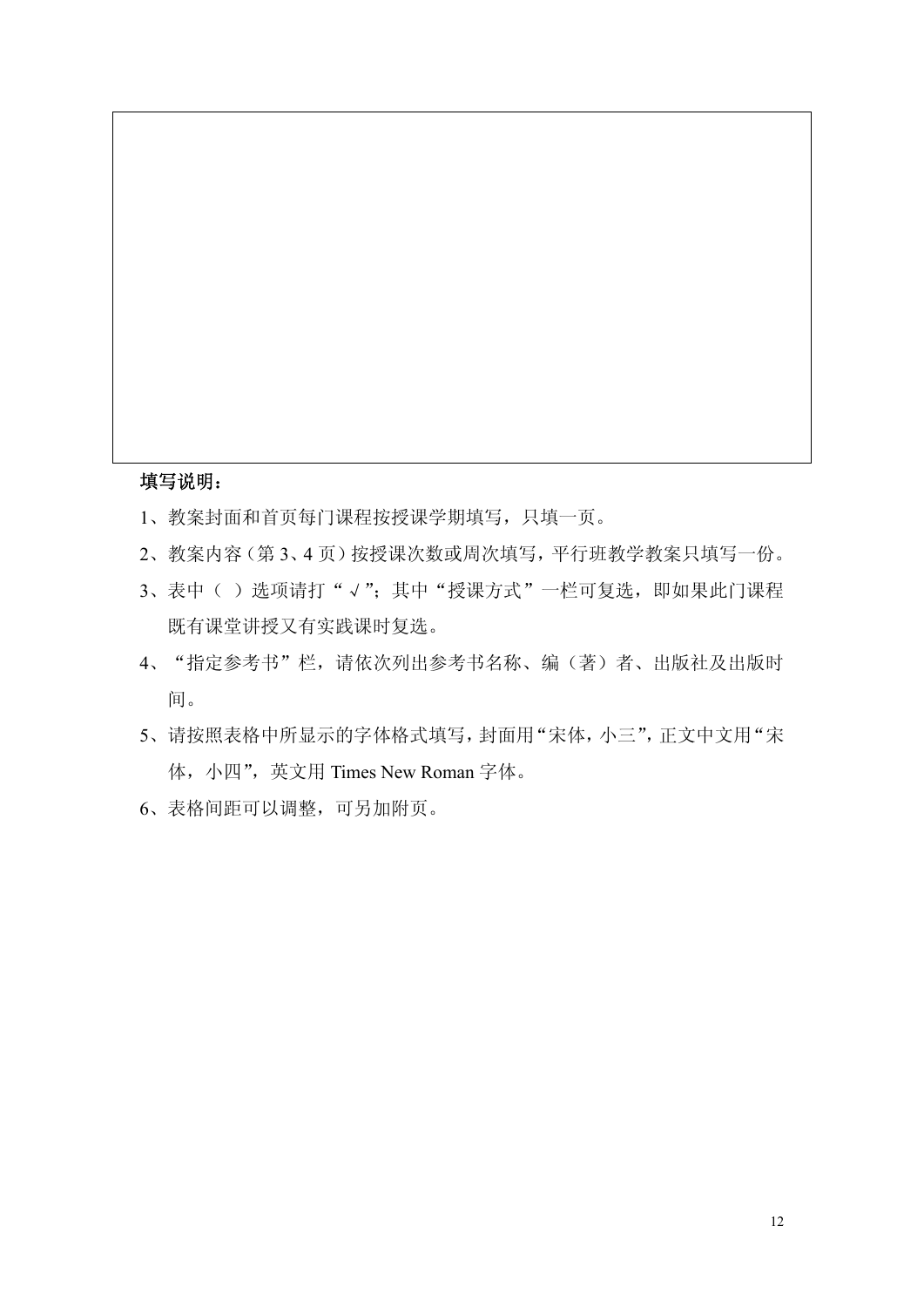**填写说明：**

1、教案封面和首页每门课程按授课学期填写，只填一页。

2、教案内容（第 3、4 页）按授课次数或周次填写，平行班教学教案只填写一份。

3、表中（ ）选项请打“√”；其中“授课方式”一栏可复选，即如果此门课程既有课堂讲授又有实践课时复选。

4、“指定参考书”栏，请依次列出参考书名称、编（著）者、出版社及出版时间。

5、请按照表格中所显示的字体格式填写，封面用“宋体，小三”，正文中文用“宋体，小四”，英文用 Times New Roman 字体。

6、表格间距可以调整，可另加附页。